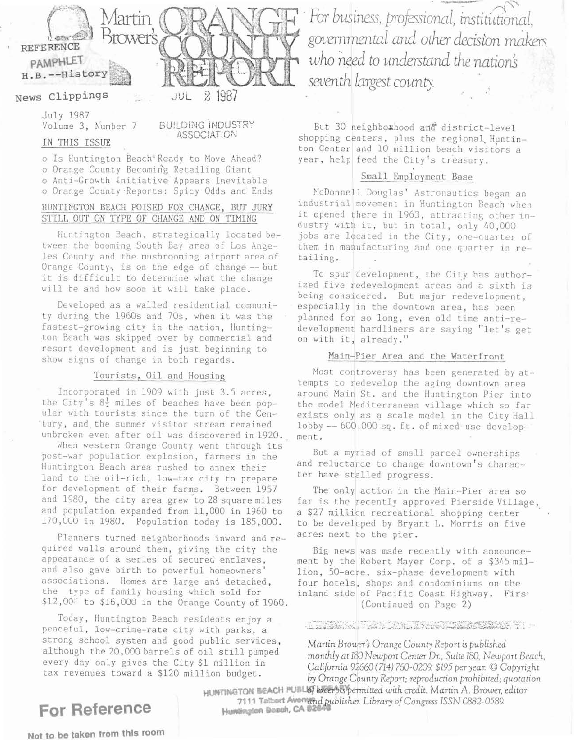# Martin Brower's ORANGE COUNTY REPORT

*For business, professional, institutional, governmental and other decision makers who need to understand the nation's seventh largest county.*

REFERENCE PAMPHLET
H.B.--History
News Clippings

JUL 2 1987

BUILDING INDUSTRY ASSOCIATION

July 1987
Volume 3, Number 7

## IN THIS ISSUE

- Is Huntington Beach Ready to Move Ahead?
- Orange County Becoming Retailing Giant
- Anti-Growth Initiative Appears Inevitable
- Orange County Reports: Spicy Odds and Ends

## HUNTINGTON BEACH POISED FOR CHANGE, BUT JURY STILL OUT ON TYPE OF CHANGE AND ON TIMING

Huntington Beach, strategically located between the booming South Bay area of Los Angeles County and the mushrooming airport area of Orange County, is on the edge of change -- but it is difficult to determine what the change will be and how soon it will take place.

Developed as a walled residential community during the 1960s and 70s, when it was the fastest-growing city in the nation, Huntington Beach was skipped over by commercial and resort development and is just beginning to show signs of change in both regards.

### Tourists, Oil and Housing

Incorporated in 1909 with just 3.5 acres, the City's 8½ miles of beaches have been popular with tourists since the turn of the Century, and the summer visitor stream remained unbroken even after oil was discovered in 1920.

When western Orange County went through its post-war population explosion, farmers in the Huntington Beach area rushed to annex their land to the oil-rich, low-tax city to prepare for development of their farms. Between 1957 and 1980, the city area grew to 28 square miles and population expanded from 11,000 in 1960 to 170,000 in 1980. Population today is 185,000.

Planners turned neighborhoods inward and required walls around them, giving the city the appearance of a series of secured enclaves, and also gave birth to powerful homeowners' associations. Homes are large and detached, the type of family housing which sold for $12,000 to $16,000 in the Orange County of 1960.

Today, Huntington Beach residents enjoy a peaceful, low-crime-rate city with parks, a strong school system and good public services, although the 20,000 barrels of oil still pumped every day only gives the City $1 million in tax revenues toward a $120 million budget.

But 30 neighborhood and district-level shopping centers, plus the regional Huntington Center and 10 million beach visitors a year, help feed the City's treasury.

### Small Employment Base

McDonnell Douglas' Astronautics began an industrial movement in Huntington Beach when it opened there in 1963, attracting other industry with it, but in total, only 40,000 jobs are located in the City, one-quarter of them in manufacturing and one quarter in retailing.

To spur development, the City has authorized five redevelopment areas and a sixth is being considered. But major redevelopment, especially in the downtown area, has been planned for so long, even old time anti-redevelopment hardliners are saying "let's get on with it, already."

### Main-Pier Area and the Waterfront

Most controversy has been generated by attempts to redevelop the aging downtown area around Main St. and the Huntington Pier into the model Mediterranean village which so far exists only as a scale model in the City Hall lobby -- 600,000 sq. ft. of mixed-use development.

But a myriad of small parcel ownerships and reluctance to change downtown's character have stalled progress.

The only action in the Main-Pier area so far is the recently approved Pierside Village, a $27 million recreational shopping center to be developed by Bryant L. Morris on five acres next to the pier.

Big news was made recently with announcement by the Robert Mayer Corp. of a $345 million, 50-acre, six-phase development with four hotels, shops and condominiums on the inland side of Pacific Coast Highway. First

(Continued on Page 2)

*Martin Brower's Orange County Report is published monthly at 180 Newport Center Dr., Suite 180, Newport Beach, California 92660 (714) 760-0209. $195 per year. © Copyright by Orange County Report; reproduction prohibited; quotation of excerpts permitted with credit. Martin A. Brower, editor and publisher. Library of Congress ISSN 0882-0589.*

HUNTINGTON BEACH PUBLIC LIBRARY
7111 Talbert Avenue
Huntington Beach, CA 92648

**For Reference**

Not to be taken from this room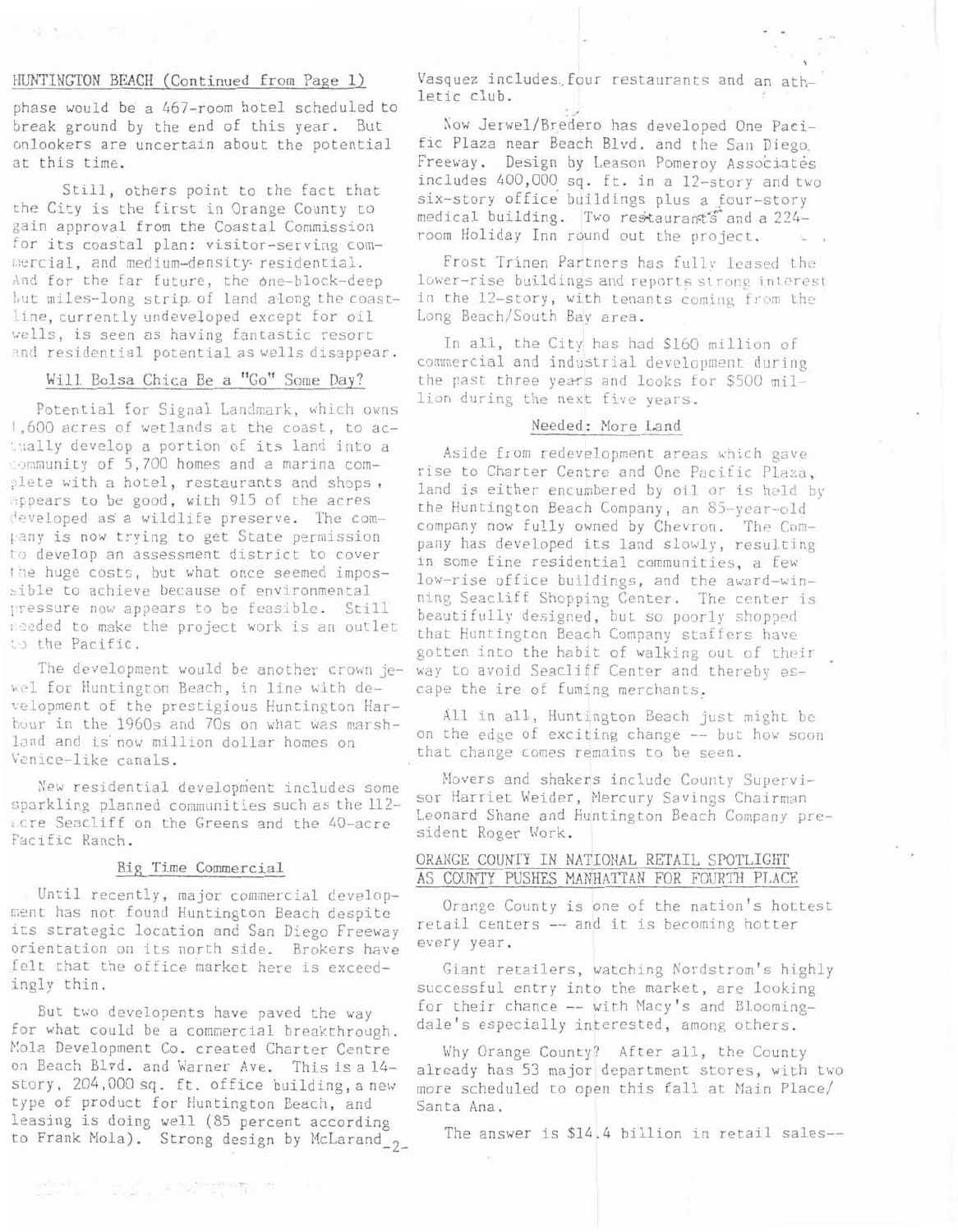## HUNTINGTON BEACH (Continued from Page 1)

phase would be a 467-room hotel scheduled to break ground by the end of this year. But onlookers are uncertain about the potential at this time.

Still, others point to the fact that the City is the first in Orange County to gain approval from the Coastal Commission for its coastal plan: visitor-serving commercial, and medium-density residential. And for the far future, the one-block-deep but miles-long strip of land along the coastline, currently undeveloped except for oil wells, is seen as having fantastic resort and residential potential as wells disappear.

### Will Bolsa Chica Be a "Go" Some Day?

Potential for Signal Landmark, which owns 1,600 acres of wetlands at the coast, to actually develop a portion of its land into a community of 5,700 homes and a marina complete with a hotel, restaurants and shops, appears to be good, with 915 of the acres developed as a wildlife preserve. The company is now trying to get State permission to develop an assessment district to cover the huge costs, but what once seemed impossible to achieve because of environmental pressure now appears to be feasible. Still needed to make the project work is an outlet to the Pacific.

The development would be another crown jewel for Huntington Beach, in line with development of the prestigious Huntington Harbour in the 1960s and 70s on what was marshland and is now million dollar homes on Venice-like canals.

New residential development includes some sparkling planned communities such as the 112-acre Seacliff on the Greens and the 40-acre Pacific Ranch.

### Big Time Commercial

Until recently, major commercial development has not found Huntington Beach despite its strategic location and San Diego Freeway orientation on its north side. Brokers have felt that the office market here is exceedingly thin.

But two developents have paved the way for what could be a commercial breakthrough. Mola Development Co. created Charter Centre on Beach Blvd. and Warner Ave. This is a 14-story, 204,000 sq. ft. office building, a new type of product for Huntington Beach, and leasing is doing well (85 percent according to Frank Mola). Strong design by McLarand Vasquez includes four restaurants and an athletic club.

Now Jerwel/Bredero has developed One Pacific Plaza near Beach Blvd. and the San Diego Freeway. Design by Leason Pomeroy Associates includes 400,000 sq. ft. in a 12-story and two six-story office buildings plus a four-story medical building. Two restaurants and a 224-room Holiday Inn round out the project.

Frost Trinen Partners has fully leased the lower-rise buildings and reports strong interest in the 12-story, with tenants coming from the Long Beach/South Bay area.

In all, the City has had $160 million of commercial and industrial development during the past three years and looks for $500 million during the next five years.

### Needed: More Land

Aside from redevelopment areas which gave rise to Charter Centre and One Pacific Plaza, land is either encumbered by oil or is held by the Huntington Beach Company, an 85-year-old company now fully owned by Chevron. The Company has developed its land slowly, resulting in some fine residential communities, a few low-rise office buildings, and the award-winning Seacliff Shopping Center. The center is beautifully designed, but so poorly shopped that Huntington Beach Company staffers have gotten into the habit of walking out of their way to avoid Seacliff Center and thereby escape the ire of fuming merchants.

All in all, Huntington Beach just might be on the edge of exciting change -- but how soon that change comes remains to be seen.

Movers and shakers include County Supervisor Harriet Weider, Mercury Savings Chairman Leonard Shane and Huntington Beach Company president Roger Work.

## ORANGE COUNTY IN NATIONAL RETAIL SPOTLIGHT AS COUNTY PUSHES MANHATTAN FOR FOURTH PLACE

Orange County is one of the nation's hottest retail centers -- and it is becoming hotter every year.

Giant retailers, watching Nordstrom's highly successful entry into the market, are looking for their chance -- with Macy's and Bloomingdale's especially interested, among others.

Why Orange County? After all, the County already has 53 major department stores, with two more scheduled to open this fall at Main Place/Santa Ana.

The answer is $14.4 billion in retail sales--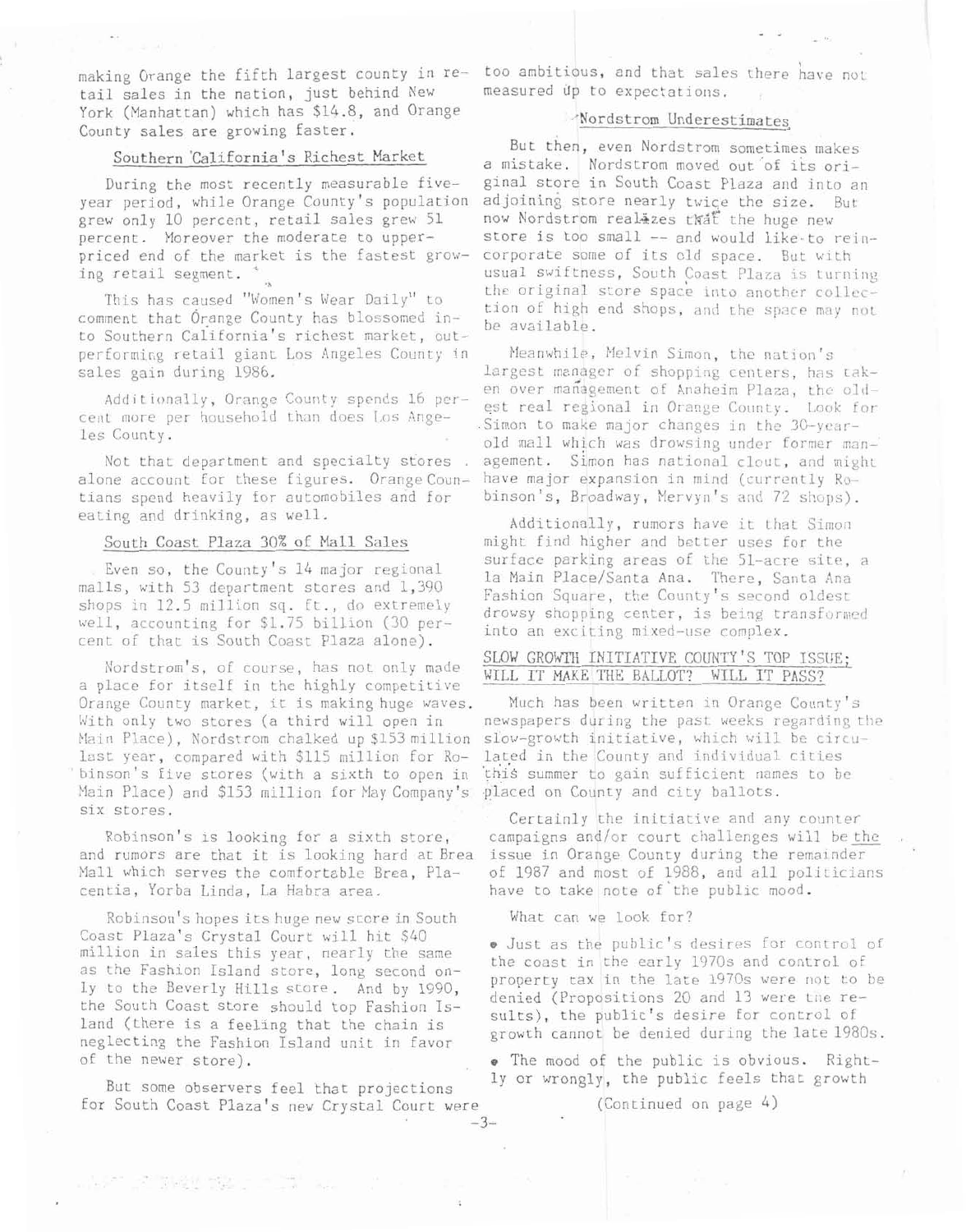making Orange the fifth largest county in retail sales in the nation, just behind New York (Manhattan) which has $14.8, and Orange County sales are growing faster.

## Southern California's Richest Market

During the most recently measurable five-year period, while Orange County's population grew only 10 percent, retail sales grew 51 percent. Moreover the moderate to upper-priced end of the market is the fastest growing retail segment.

This has caused "Women's Wear Daily" to comment that Orange County has blossomed into Southern California's richest market, outperforming retail giant Los Angeles County in sales gain during 1986.

Additionally, Orange County spends 16 percent more per household than does Los Angeles County.

Not that department and specialty stores alone account for these figures. Orange Countians spend heavily for automobiles and for eating and drinking, as well.

## South Coast Plaza 30% of Mall Sales

Even so, the County's 14 major regional malls, with 53 department stores and 1,390 shops in 12.5 million sq. ft., do extremely well, accounting for $1.75 billion (30 percent of that is South Coast Plaza alone).

Nordstrom's, of course, has not only made a place for itself in the highly competitive Orange County market, it is making huge waves. With only two stores (a third will open in Main Place), Nordstrom chalked up $153 million last year, compared with $115 million for Robinson's five stores (with a sixth to open in Main Place) and $153 million for May Company's six stores.

Robinson's is looking for a sixth store, and rumors are that it is looking hard at Brea Mall which serves the comfortable Brea, Placentia, Yorba Linda, La Habra area.

Robinson's hopes its huge new store in South Coast Plaza's Crystal Court will hit $40 million in sales this year, nearly the same as the Fashion Island store, long second only to the Beverly Hills store. And by 1990, the South Coast store should top Fashion Island (there is a feeling that the chain is neglecting the Fashion Island unit in favor of the newer store).

But some observers feel that projections for South Coast Plaza's new Crystal Court were too ambitious, and that sales there have not measured up to expectations.

## Nordstrom Underestimates

But then, even Nordstrom sometimes makes a mistake. Nordstrom moved out of its original store in South Coast Plaza and into an adjoining store nearly twice the size. But now Nordstrom realizes that the huge new store is too small -- and would like to reincorporate some of its old space. But with usual swiftness, South Coast Plaza is turning the original store space into another collection of high end shops, and the space may not be available.

Meanwhile, Melvin Simon, the nation's largest manager of shopping centers, has taken over management of Anaheim Plaza, the oldest real regional in Orange County. Look for Simon to make major changes in the 30-year-old mall which was drowsing under former management. Simon has national clout, and might have major expansion in mind (currently Robinson's, Broadway, Mervyn's and 72 shops).

Additionally, rumors have it that Simon might find higher and better uses for the surface parking areas of the 51-acre site, a la Main Place/Santa Ana. There, Santa Ana Fashion Square, the County's second oldest drowsy shopping center, is being transformed into an exciting mixed-use complex.

## SLOW GROWTH INITIATIVE COUNTY'S TOP ISSUE; WILL IT MAKE THE BALLOT? WILL IT PASS?

Much has been written in Orange County's newspapers during the past weeks regarding the slow-growth initiative, which will be circulated in the County and individual cities this summer to gain sufficient names to be placed on County and city ballots.

Certainly the initiative and any counter campaigns and/or court challenges will be the issue in Orange County during the remainder of 1987 and most of 1988, and all politicians have to take note of the public mood.

What can we look for?

- Just as the public's desires for control of the coast in the early 1970s and control of property tax in the late 1970s were not to be denied (Propositions 20 and 13 were the results), the public's desire for control of growth cannot be denied during the late 1980s.
- The mood of the public is obvious. Rightly or wrongly, the public feels that growth

(Continued on page 4)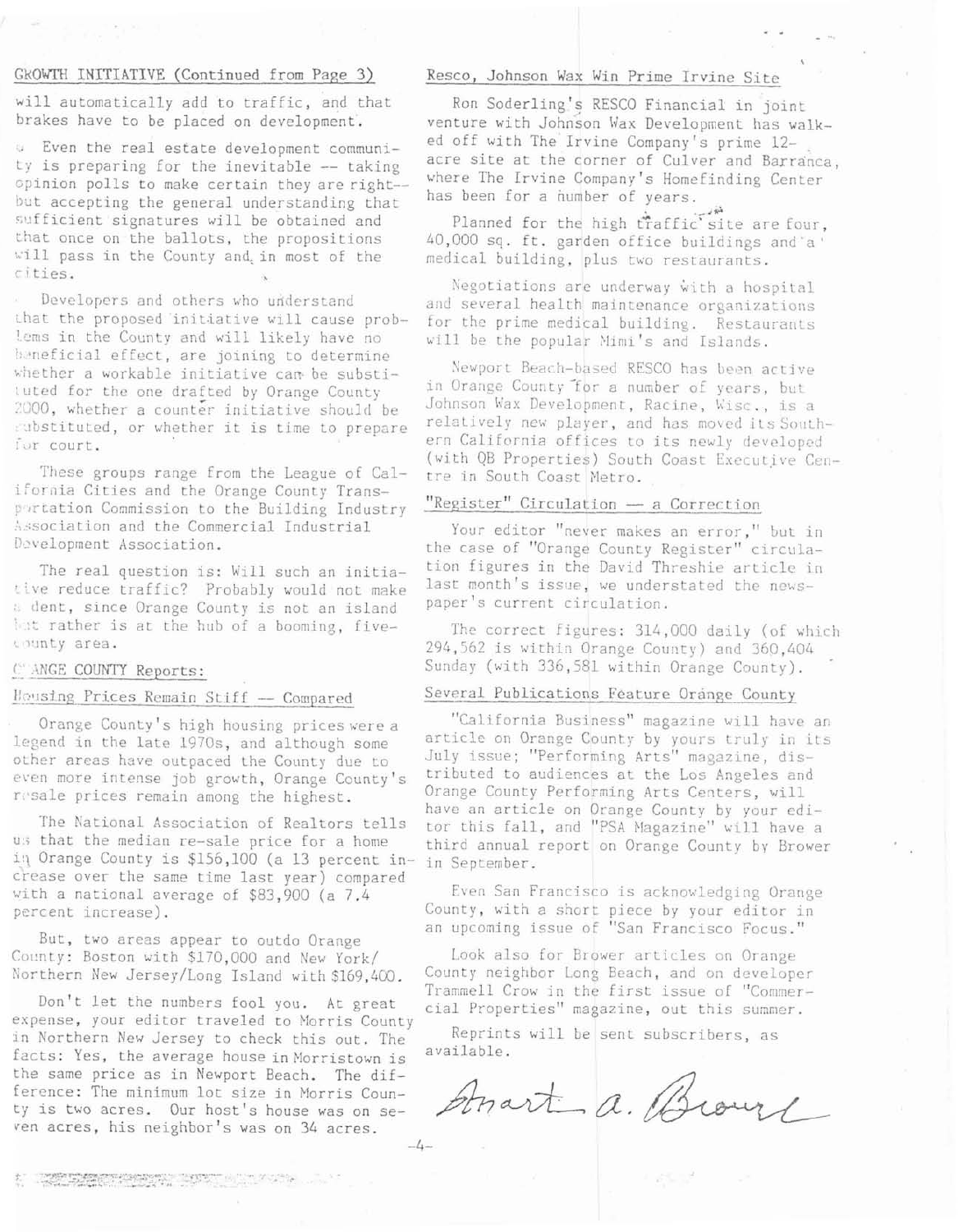## GROWTH INITIATIVE (Continued from Page 3)

will automatically add to traffic, and that brakes have to be placed on development.

Even the real estate development community is preparing for the inevitable -- taking opinion polls to make certain they are right--but accepting the general understanding that sufficient signatures will be obtained and that once on the ballots, the propositions will pass in the County and in most of the cities.

Developers and others who understand that the proposed initiative will cause problems in the County and will likely have no beneficial effect, are joining to determine whether a workable initiative can be substituted for the one drafted by Orange County 2000, whether a counter initiative should be substituted, or whether it is time to prepare for court.

These groups range from the League of California Cities and the Orange County Transportation Commission to the Building Industry Association and the Commercial Industrial Development Association.

The real question is: Will such an initiative reduce traffic? Probably would not make a dent, since Orange County is not an island but rather is at the hub of a booming, five-county area.

## ORANGE COUNTY Reports:

## Housing Prices Remain Stiff -- Compared

Orange County's high housing prices were a legend in the late 1970s, and although some other areas have outpaced the County due to even more intense job growth, Orange County's resale prices remain among the highest.

The National Association of Realtors tells us that the median re-sale price for a home in Orange County is $156,100 (a 13 percent increase over the same time last year) compared with a national average of $83,900 (a 7.4 percent increase).

But, two areas appear to outdo Orange County: Boston with $170,000 and New York/Northern New Jersey/Long Island with $169,400.

Don't let the numbers fool you. At great expense, your editor traveled to Morris County in Northern New Jersey to check this out. The facts: Yes, the average house in Morristown is the same price as in Newport Beach. The difference: The minimum lot size in Morris County is two acres. Our host's house was on seven acres, his neighbor's was on 34 acres.

## Resco, Johnson Wax Win Prime Irvine Site

Ron Soderling's RESCO Financial in joint venture with Johnson Wax Development has walked off with The Irvine Company's prime 12-acre site at the corner of Culver and Barranca, where The Irvine Company's Homefinding Center has been for a number of years.

Planned for the high traffic site are four, 40,000 sq. ft. garden office buildings and a medical building, plus two restaurants.

Negotiations are underway with a hospital and several health maintenance organizations for the prime medical building. Restaurants will be the popular Mimi's and Islands.

Newport Beach-based RESCO has been active in Orange County for a number of years, but Johnson Wax Development, Racine, Wisc., is a relatively new player, and has moved its Southern California offices to its newly developed (with QB Properties) South Coast Executive Centre in South Coast Metro.

## "Register" Circulation — a Correction

Your editor "never makes an error," but in the case of "Orange County Register" circulation figures in the David Threshie article in last month's issue, we understated the newspaper's current circulation.

The correct figures: 314,000 daily (of which 294,562 is within Orange County) and 360,404 Sunday (with 336,581 within Orange County).

## Several Publications Feature Orange County

"California Business" magazine will have an article on Orange County by yours truly in its July issue; "Performing Arts" magazine, distributed to audiences at the Los Angeles and Orange County Performing Arts Centers, will have an article on Orange County by your editor this fall, and "PSA Magazine" will have a third annual report on Orange County by Brower in September.

Even San Francisco is acknowledging Orange County, with a short piece by your editor in an upcoming issue of "San Francisco Focus."

Look also for Brower articles on Orange County neighbor Long Beach, and on developer Trammell Crow in the first issue of "Commercial Properties" magazine, out this summer.

Reprints will be sent subscribers, as available.

Martin A. Brower